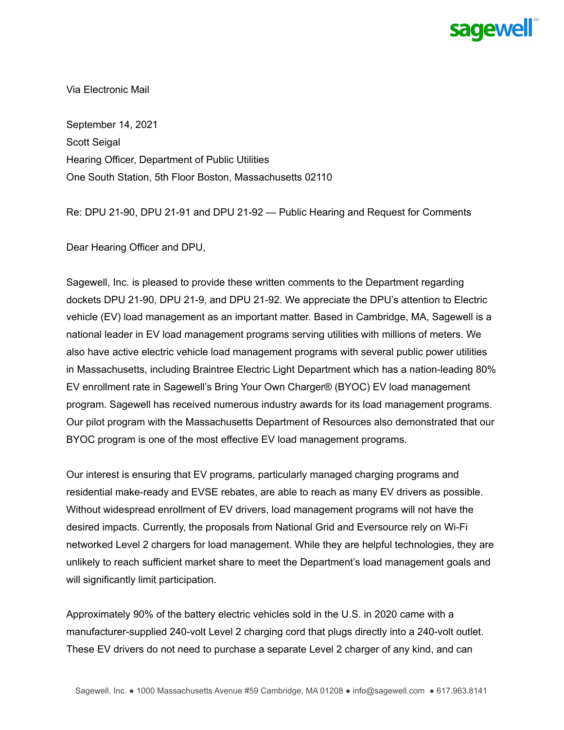Via Electronic Mail

September 14, 2021
Scott Seigal
Hearing Officer, Department of Public Utilities
One South Station, 5th Floor Boston, Massachusetts 02110

Re: DPU 21-90, DPU 21-91 and DPU 21-92 — Public Hearing and Request for Comments

Dear Hearing Officer and DPU,

Sagewell, Inc. is pleased to provide these written comments to the Department regarding dockets DPU 21-90, DPU 21-9, and DPU 21-92. We appreciate the DPU's attention to Electric vehicle (EV) load management as an important matter. Based in Cambridge, MA, Sagewell is a national leader in EV load management programs serving utilities with millions of meters. We also have active electric vehicle load management programs with several public power utilities in Massachusetts, including Braintree Electric Light Department which has a nation-leading 80% EV enrollment rate in Sagewell's Bring Your Own Charger® (BYOC) EV load management program. Sagewell has received numerous industry awards for its load management programs. Our pilot program with the Massachusetts Department of Resources also demonstrated that our BYOC program is one of the most effective EV load management programs.

Our interest is ensuring that EV programs, particularly managed charging programs and residential make-ready and EVSE rebates, are able to reach as many EV drivers as possible. Without widespread enrollment of EV drivers, load management programs will not have the desired impacts. Currently, the proposals from National Grid and Eversource rely on Wi-Fi networked Level 2 chargers for load management. While they are helpful technologies, they are unlikely to reach sufficient market share to meet the Department's load management goals and will significantly limit participation.

Approximately 90% of the battery electric vehicles sold in the U.S. in 2020 came with a manufacturer-supplied 240-volt Level 2 charging cord that plugs directly into a 240-volt outlet. These EV drivers do not need to purchase a separate Level 2 charger of any kind, and can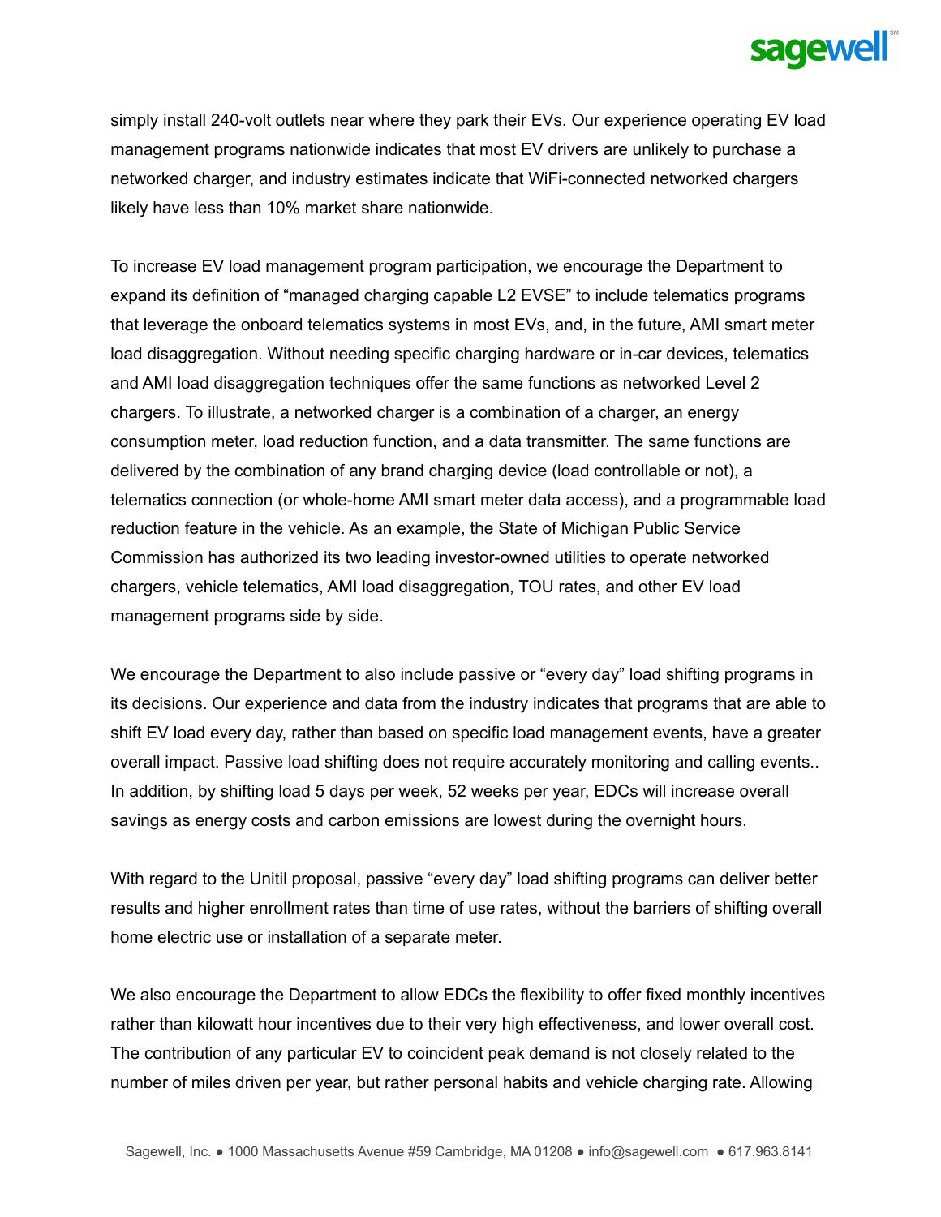simply install 240-volt outlets near where they park their EVs. Our experience operating EV load management programs nationwide indicates that most EV drivers are unlikely to purchase a networked charger, and industry estimates indicate that WiFi-connected networked chargers likely have less than 10% market share nationwide.

To increase EV load management program participation, we encourage the Department to expand its definition of "managed charging capable L2 EVSE" to include telematics programs that leverage the onboard telematics systems in most EVs, and, in the future, AMI smart meter load disaggregation. Without needing specific charging hardware or in-car devices, telematics and AMI load disaggregation techniques offer the same functions as networked Level 2 chargers. To illustrate, a networked charger is a combination of a charger, an energy consumption meter, load reduction function, and a data transmitter. The same functions are delivered by the combination of any brand charging device (load controllable or not), a telematics connection (or whole-home AMI smart meter data access), and a programmable load reduction feature in the vehicle. As an example, the State of Michigan Public Service Commission has authorized its two leading investor-owned utilities to operate networked chargers, vehicle telematics, AMI load disaggregation, TOU rates, and other EV load management programs side by side.

We encourage the Department to also include passive or "every day" load shifting programs in its decisions. Our experience and data from the industry indicates that programs that are able to shift EV load every day, rather than based on specific load management events, have a greater overall impact. Passive load shifting does not require accurately monitoring and calling events.. In addition, by shifting load 5 days per week, 52 weeks per year, EDCs will increase overall savings as energy costs and carbon emissions are lowest during the overnight hours.

With regard to the Unitil proposal, passive "every day" load shifting programs can deliver better results and higher enrollment rates than time of use rates, without the barriers of shifting overall home electric use or installation of a separate meter.

We also encourage the Department to allow EDCs the flexibility to offer fixed monthly incentives rather than kilowatt hour incentives due to their very high effectiveness, and lower overall cost. The contribution of any particular EV to coincident peak demand is not closely related to the number of miles driven per year, but rather personal habits and vehicle charging rate. Allowing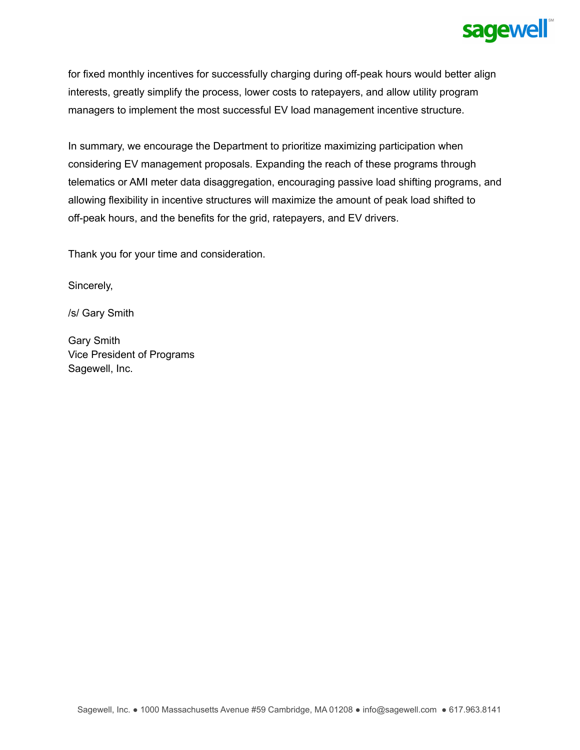for fixed monthly incentives for successfully charging during off-peak hours would better align interests, greatly simplify the process, lower costs to ratepayers, and allow utility program managers to implement the most successful EV load management incentive structure.

In summary, we encourage the Department to prioritize maximizing participation when considering EV management proposals. Expanding the reach of these programs through telematics or AMI meter data disaggregation, encouraging passive load shifting programs, and allowing flexibility in incentive structures will maximize the amount of peak load shifted to off-peak hours, and the benefits for the grid, ratepayers, and EV drivers.

Thank you for your time and consideration.

Sincerely,

/s/ Gary Smith

Gary Smith
Vice President of Programs
Sagewell, Inc.